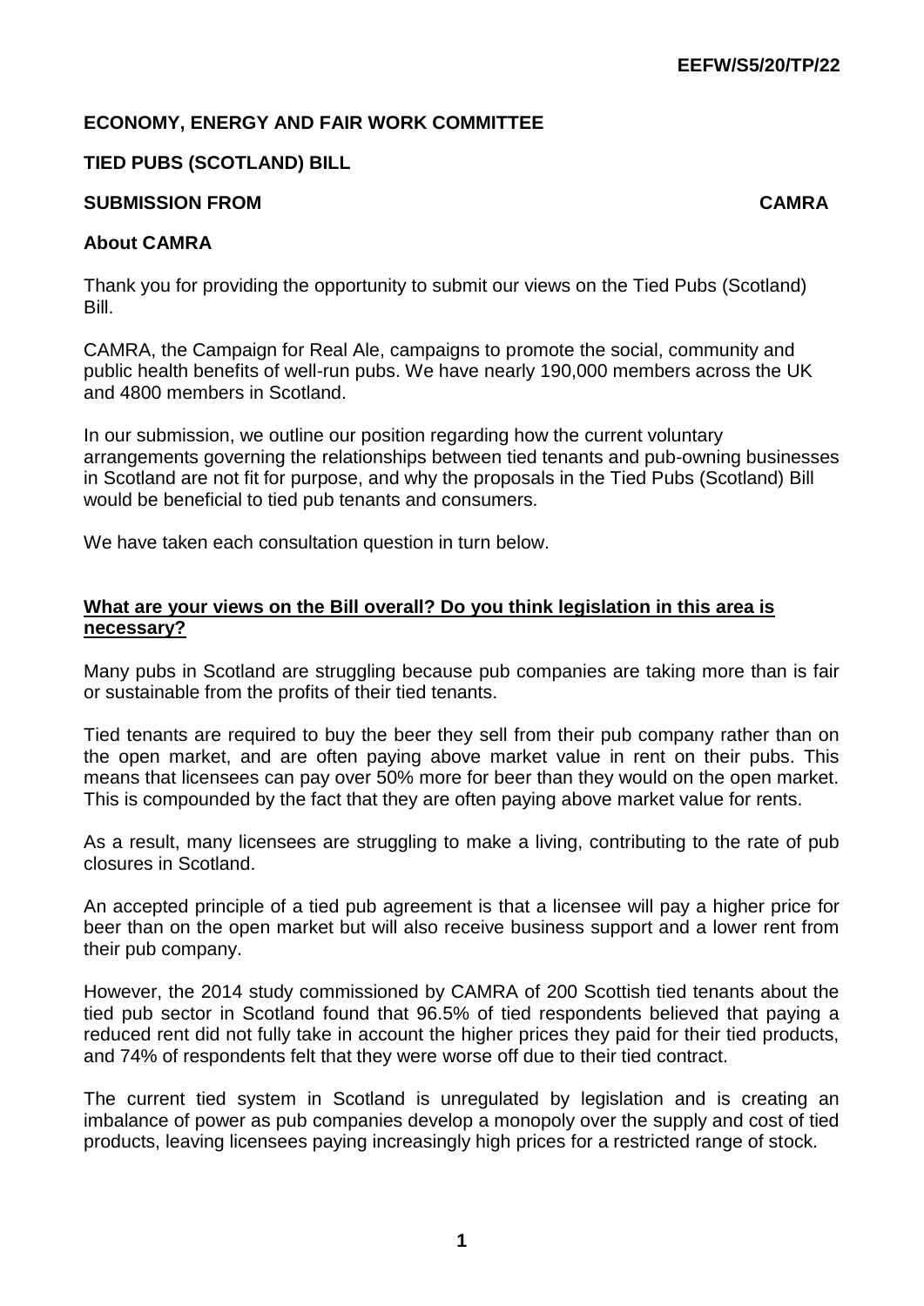**EEFW/S5/20/TP/22**

**ECONOMY, ENERGY AND FAIR WORK COMMITTEE**

**TIED PUBS (SCOTLAND) BILL**

**SUBMISSION FROM CAMRA**

**About CAMRA**

Thank you for providing the opportunity to submit our views on the Tied Pubs (Scotland) Bill.

CAMRA, the Campaign for Real Ale, campaigns to promote the social, community and public health benefits of well-run pubs. We have nearly 190,000 members across the UK and 4800 members in Scotland.

In our submission, we outline our position regarding how the current voluntary arrangements governing the relationships between tied tenants and pub-owning businesses in Scotland are not fit for purpose, and why the proposals in the Tied Pubs (Scotland) Bill would be beneficial to tied pub tenants and consumers.

We have taken each consultation question in turn below.

**What are your views on the Bill overall? Do you think legislation in this area is necessary?**

Many pubs in Scotland are struggling because pub companies are taking more than is fair or sustainable from the profits of their tied tenants.

Tied tenants are required to buy the beer they sell from their pub company rather than on the open market, and are often paying above market value in rent on their pubs. This means that licensees can pay over 50% more for beer than they would on the open market. This is compounded by the fact that they are often paying above market value for rents.

As a result, many licensees are struggling to make a living, contributing to the rate of pub closures in Scotland.

An accepted principle of a tied pub agreement is that a licensee will pay a higher price for beer than on the open market but will also receive business support and a lower rent from their pub company.

However, the 2014 study commissioned by CAMRA of 200 Scottish tied tenants about the tied pub sector in Scotland found that 96.5% of tied respondents believed that paying a reduced rent did not fully take in account the higher prices they paid for their tied products, and 74% of respondents felt that they were worse off due to their tied contract.

The current tied system in Scotland is unregulated by legislation and is creating an imbalance of power as pub companies develop a monopoly over the supply and cost of tied products, leaving licensees paying increasingly high prices for a restricted range of stock.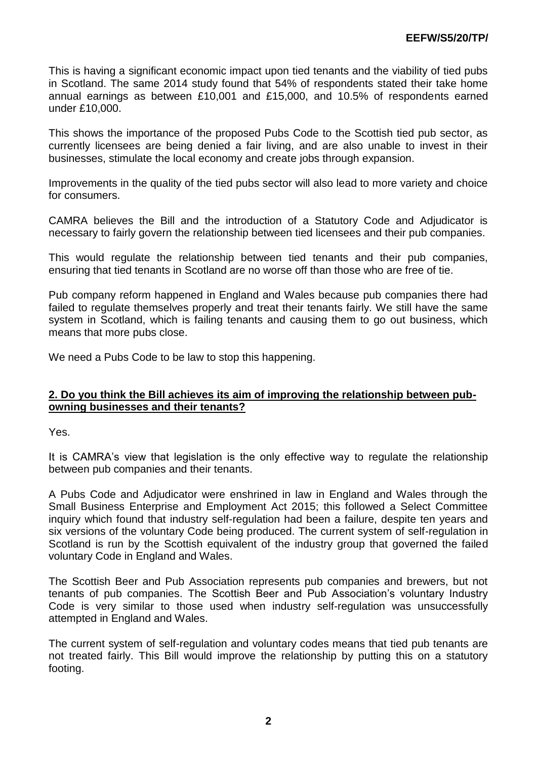This is having a significant economic impact upon tied tenants and the viability of tied pubs in Scotland. The same 2014 study found that 54% of respondents stated their take home annual earnings as between £10,001 and £15,000, and 10.5% of respondents earned under £10,000.

This shows the importance of the proposed Pubs Code to the Scottish tied pub sector, as currently licensees are being denied a fair living, and are also unable to invest in their businesses, stimulate the local economy and create jobs through expansion.

Improvements in the quality of the tied pubs sector will also lead to more variety and choice for consumers.

CAMRA believes the Bill and the introduction of a Statutory Code and Adjudicator is necessary to fairly govern the relationship between tied licensees and their pub companies.

This would regulate the relationship between tied tenants and their pub companies, ensuring that tied tenants in Scotland are no worse off than those who are free of tie.

Pub company reform happened in England and Wales because pub companies there had failed to regulate themselves properly and treat their tenants fairly. We still have the same system in Scotland, which is failing tenants and causing them to go out business, which means that more pubs close.

We need a Pubs Code to be law to stop this happening.

**2. Do you think the Bill achieves its aim of improving the relationship between pub-owning businesses and their tenants?**

Yes.

It is CAMRA's view that legislation is the only effective way to regulate the relationship between pub companies and their tenants.

A Pubs Code and Adjudicator were enshrined in law in England and Wales through the Small Business Enterprise and Employment Act 2015; this followed a Select Committee inquiry which found that industry self-regulation had been a failure, despite ten years and six versions of the voluntary Code being produced. The current system of self-regulation in Scotland is run by the Scottish equivalent of the industry group that governed the failed voluntary Code in England and Wales.

The Scottish Beer and Pub Association represents pub companies and brewers, but not tenants of pub companies. The Scottish Beer and Pub Association's voluntary Industry Code is very similar to those used when industry self-regulation was unsuccessfully attempted in England and Wales.

The current system of self-regulation and voluntary codes means that tied pub tenants are not treated fairly. This Bill would improve the relationship by putting this on a statutory footing.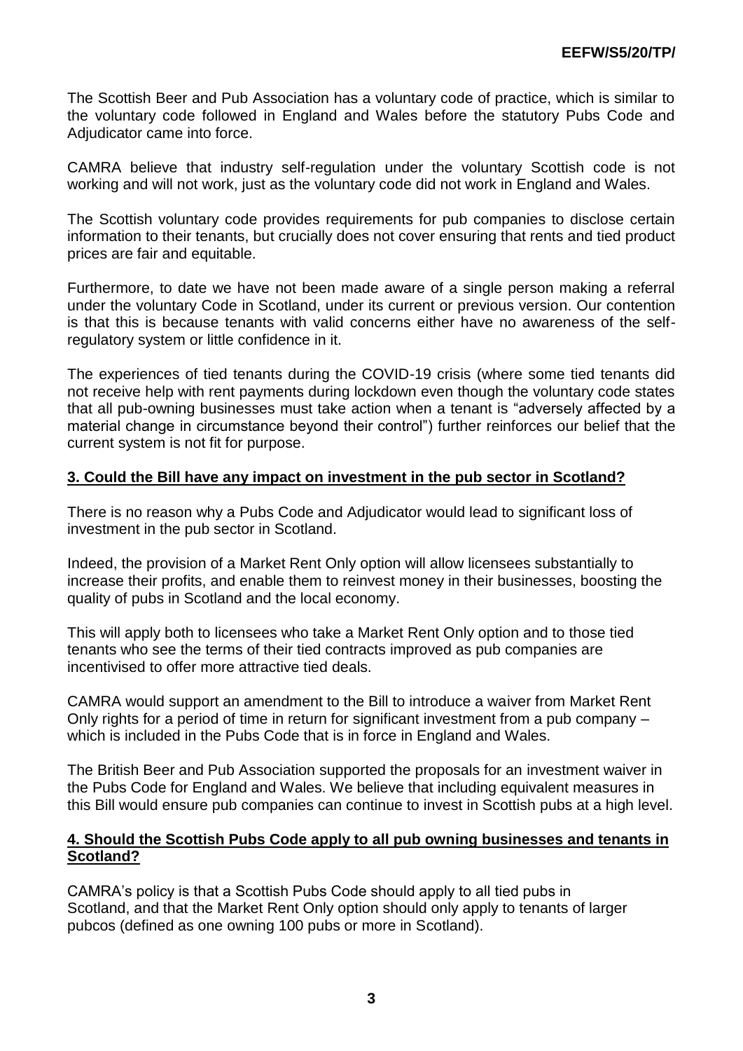The Scottish Beer and Pub Association has a voluntary code of practice, which is similar to the voluntary code followed in England and Wales before the statutory Pubs Code and Adjudicator came into force.

CAMRA believe that industry self-regulation under the voluntary Scottish code is not working and will not work, just as the voluntary code did not work in England and Wales.

The Scottish voluntary code provides requirements for pub companies to disclose certain information to their tenants, but crucially does not cover ensuring that rents and tied product prices are fair and equitable.

Furthermore, to date we have not been made aware of a single person making a referral under the voluntary Code in Scotland, under its current or previous version. Our contention is that this is because tenants with valid concerns either have no awareness of the self-regulatory system or little confidence in it.

The experiences of tied tenants during the COVID-19 crisis (where some tied tenants did not receive help with rent payments during lockdown even though the voluntary code states that all pub-owning businesses must take action when a tenant is "adversely affected by a material change in circumstance beyond their control") further reinforces our belief that the current system is not fit for purpose.

## 3. Could the Bill have any impact on investment in the pub sector in Scotland?

There is no reason why a Pubs Code and Adjudicator would lead to significant loss of investment in the pub sector in Scotland.

Indeed, the provision of a Market Rent Only option will allow licensees substantially to increase their profits, and enable them to reinvest money in their businesses, boosting the quality of pubs in Scotland and the local economy.

This will apply both to licensees who take a Market Rent Only option and to those tied tenants who see the terms of their tied contracts improved as pub companies are incentivised to offer more attractive tied deals.

CAMRA would support an amendment to the Bill to introduce a waiver from Market Rent Only rights for a period of time in return for significant investment from a pub company – which is included in the Pubs Code that is in force in England and Wales.

The British Beer and Pub Association supported the proposals for an investment waiver in the Pubs Code for England and Wales. We believe that including equivalent measures in this Bill would ensure pub companies can continue to invest in Scottish pubs at a high level.

## 4. Should the Scottish Pubs Code apply to all pub owning businesses and tenants in Scotland?

CAMRA's policy is that a Scottish Pubs Code should apply to all tied pubs in Scotland, and that the Market Rent Only option should only apply to tenants of larger pubcos (defined as one owning 100 pubs or more in Scotland).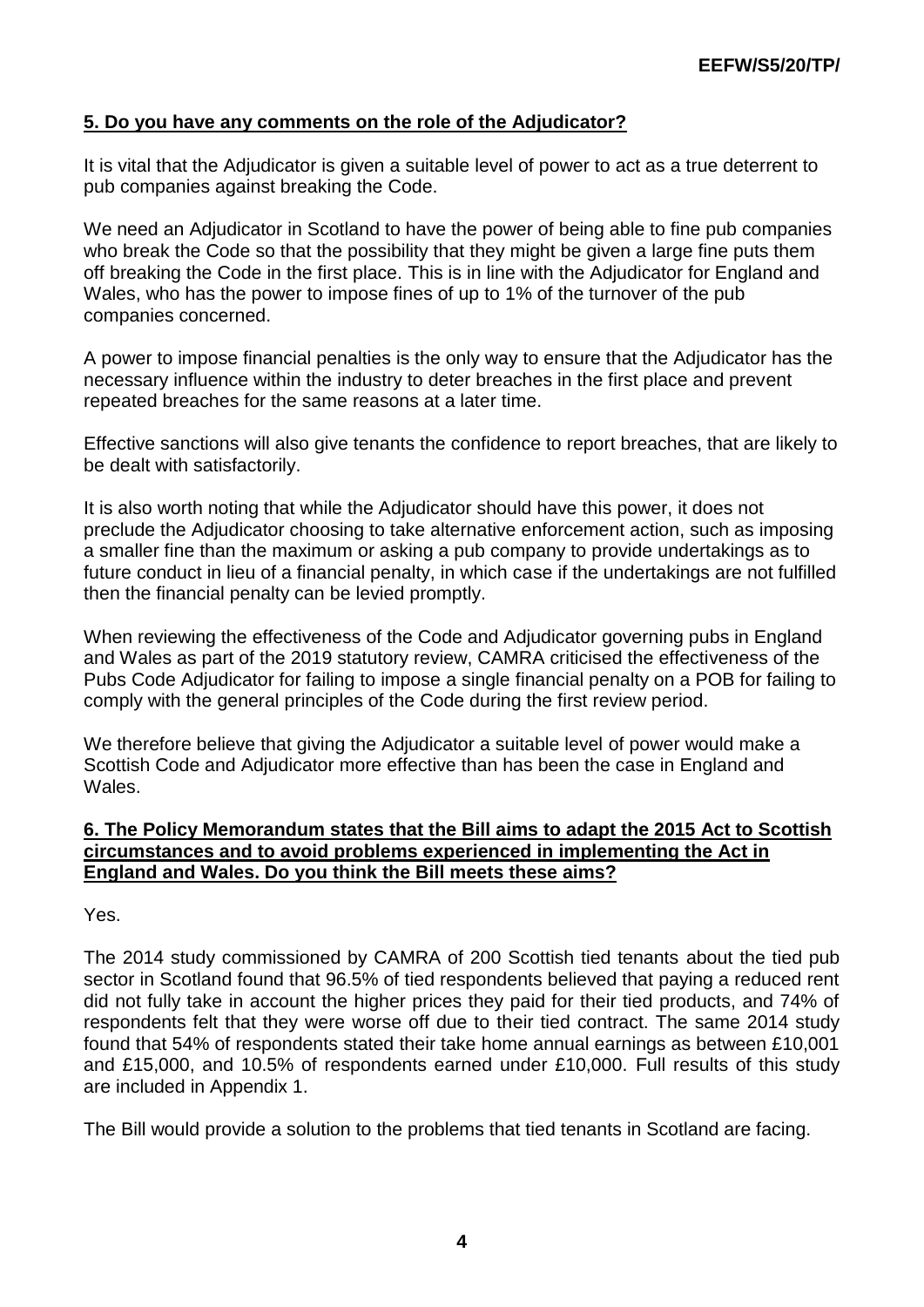**5. Do you have any comments on the role of the Adjudicator?**

It is vital that the Adjudicator is given a suitable level of power to act as a true deterrent to pub companies against breaking the Code.

We need an Adjudicator in Scotland to have the power of being able to fine pub companies who break the Code so that the possibility that they might be given a large fine puts them off breaking the Code in the first place. This is in line with the Adjudicator for England and Wales, who has the power to impose fines of up to 1% of the turnover of the pub companies concerned.

A power to impose financial penalties is the only way to ensure that the Adjudicator has the necessary influence within the industry to deter breaches in the first place and prevent repeated breaches for the same reasons at a later time.

Effective sanctions will also give tenants the confidence to report breaches, that are likely to be dealt with satisfactorily.

It is also worth noting that while the Adjudicator should have this power, it does not preclude the Adjudicator choosing to take alternative enforcement action, such as imposing a smaller fine than the maximum or asking a pub company to provide undertakings as to future conduct in lieu of a financial penalty, in which case if the undertakings are not fulfilled then the financial penalty can be levied promptly.

When reviewing the effectiveness of the Code and Adjudicator governing pubs in England and Wales as part of the 2019 statutory review, CAMRA criticised the effectiveness of the Pubs Code Adjudicator for failing to impose a single financial penalty on a POB for failing to comply with the general principles of the Code during the first review period.

We therefore believe that giving the Adjudicator a suitable level of power would make a Scottish Code and Adjudicator more effective than has been the case in England and Wales.

**6. The Policy Memorandum states that the Bill aims to adapt the 2015 Act to Scottish circumstances and to avoid problems experienced in implementing the Act in England and Wales. Do you think the Bill meets these aims?**

Yes.

The 2014 study commissioned by CAMRA of 200 Scottish tied tenants about the tied pub sector in Scotland found that 96.5% of tied respondents believed that paying a reduced rent did not fully take in account the higher prices they paid for their tied products, and 74% of respondents felt that they were worse off due to their tied contract. The same 2014 study found that 54% of respondents stated their take home annual earnings as between £10,001 and £15,000, and 10.5% of respondents earned under £10,000. Full results of this study are included in Appendix 1.

The Bill would provide a solution to the problems that tied tenants in Scotland are facing.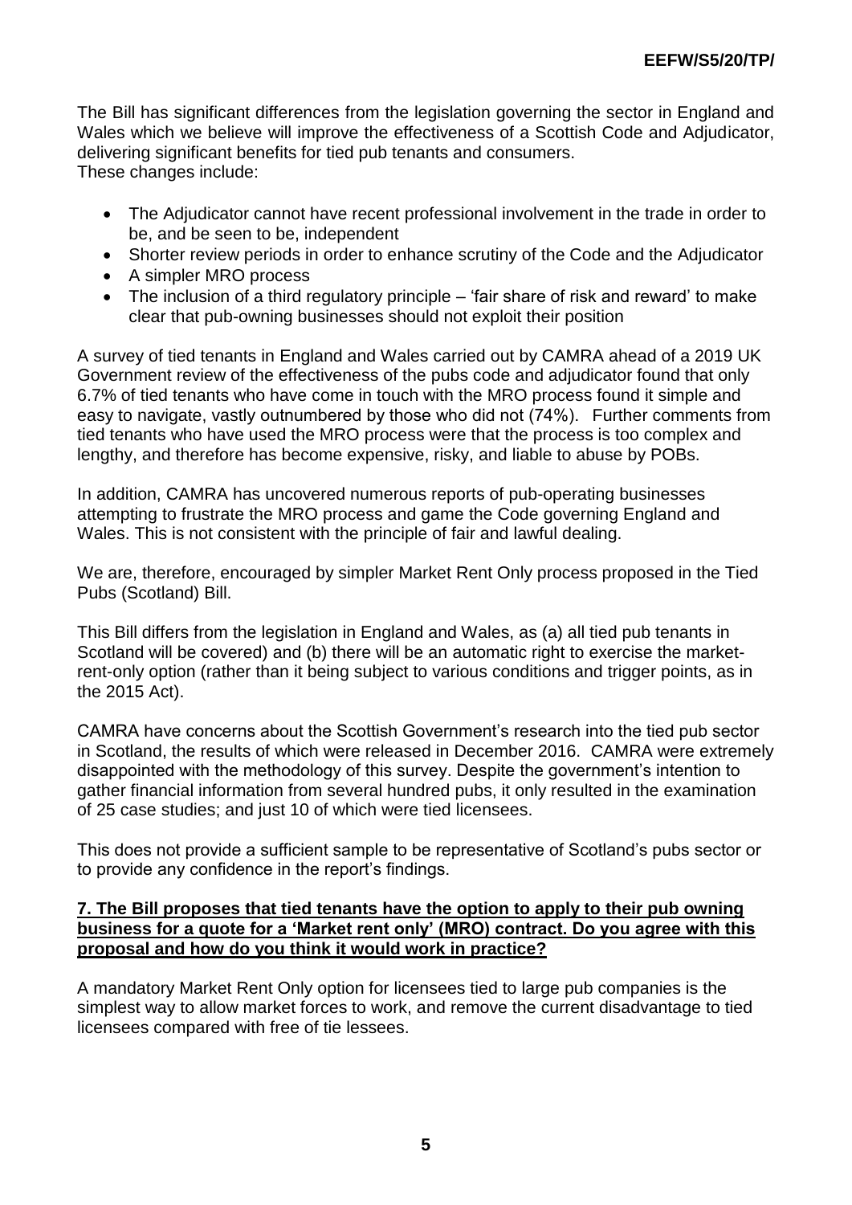The Bill has significant differences from the legislation governing the sector in England and Wales which we believe will improve the effectiveness of a Scottish Code and Adjudicator, delivering significant benefits for tied pub tenants and consumers.
These changes include:

- The Adjudicator cannot have recent professional involvement in the trade in order to be, and be seen to be, independent
- Shorter review periods in order to enhance scrutiny of the Code and the Adjudicator
- A simpler MRO process
- The inclusion of a third regulatory principle – 'fair share of risk and reward' to make clear that pub-owning businesses should not exploit their position

A survey of tied tenants in England and Wales carried out by CAMRA ahead of a 2019 UK Government review of the effectiveness of the pubs code and adjudicator found that only 6.7% of tied tenants who have come in touch with the MRO process found it simple and easy to navigate, vastly outnumbered by those who did not (74%). Further comments from tied tenants who have used the MRO process were that the process is too complex and lengthy, and therefore has become expensive, risky, and liable to abuse by POBs.

In addition, CAMRA has uncovered numerous reports of pub-operating businesses attempting to frustrate the MRO process and game the Code governing England and Wales. This is not consistent with the principle of fair and lawful dealing.

We are, therefore, encouraged by simpler Market Rent Only process proposed in the Tied Pubs (Scotland) Bill.

This Bill differs from the legislation in England and Wales, as (a) all tied pub tenants in Scotland will be covered) and (b) there will be an automatic right to exercise the market-rent-only option (rather than it being subject to various conditions and trigger points, as in the 2015 Act).

CAMRA have concerns about the Scottish Government's research into the tied pub sector in Scotland, the results of which were released in December 2016. CAMRA were extremely disappointed with the methodology of this survey. Despite the government's intention to gather financial information from several hundred pubs, it only resulted in the examination of 25 case studies; and just 10 of which were tied licensees.

This does not provide a sufficient sample to be representative of Scotland's pubs sector or to provide any confidence in the report's findings.

**7. The Bill proposes that tied tenants have the option to apply to their pub owning business for a quote for a 'Market rent only' (MRO) contract. Do you agree with this proposal and how do you think it would work in practice?**

A mandatory Market Rent Only option for licensees tied to large pub companies is the simplest way to allow market forces to work, and remove the current disadvantage to tied licensees compared with free of tie lessees.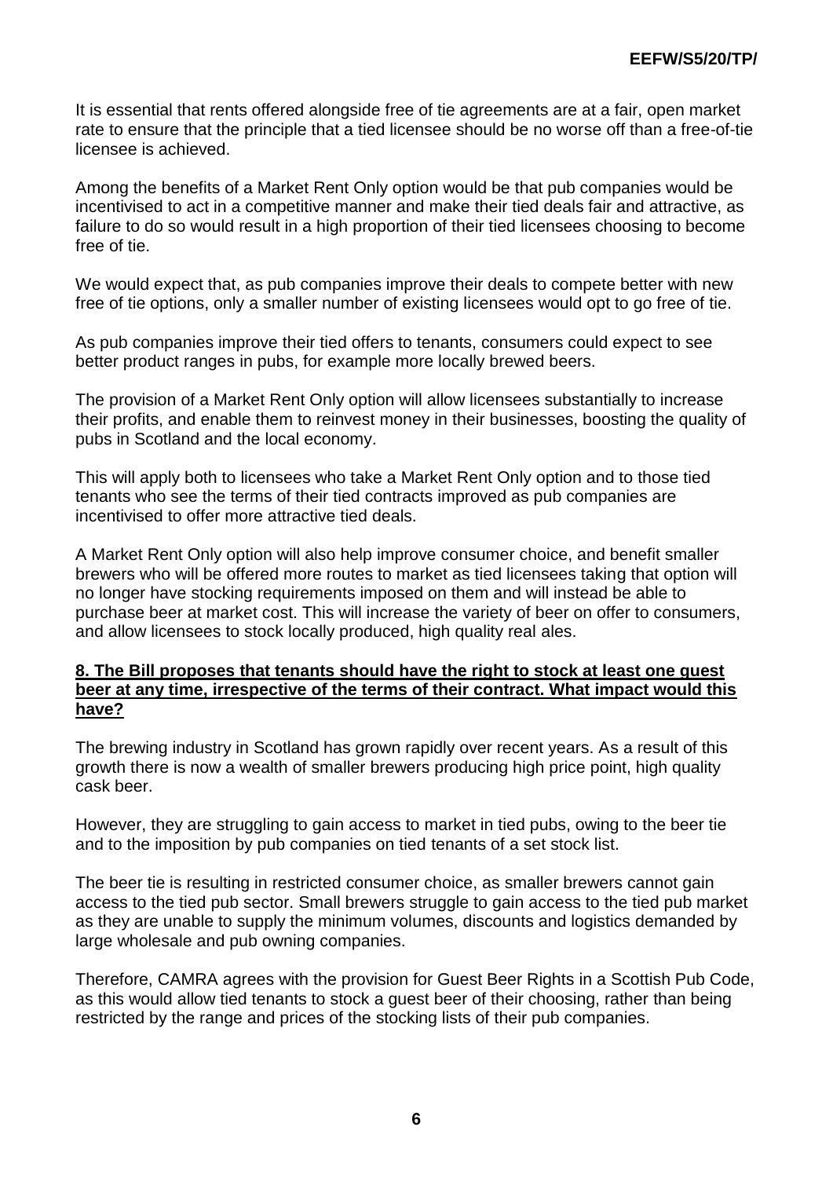It is essential that rents offered alongside free of tie agreements are at a fair, open market rate to ensure that the principle that a tied licensee should be no worse off than a free-of-tie licensee is achieved.

Among the benefits of a Market Rent Only option would be that pub companies would be incentivised to act in a competitive manner and make their tied deals fair and attractive, as failure to do so would result in a high proportion of their tied licensees choosing to become free of tie.

We would expect that, as pub companies improve their deals to compete better with new free of tie options, only a smaller number of existing licensees would opt to go free of tie.

As pub companies improve their tied offers to tenants, consumers could expect to see better product ranges in pubs, for example more locally brewed beers.

The provision of a Market Rent Only option will allow licensees substantially to increase their profits, and enable them to reinvest money in their businesses, boosting the quality of pubs in Scotland and the local economy.

This will apply both to licensees who take a Market Rent Only option and to those tied tenants who see the terms of their tied contracts improved as pub companies are incentivised to offer more attractive tied deals.

A Market Rent Only option will also help improve consumer choice, and benefit smaller brewers who will be offered more routes to market as tied licensees taking that option will no longer have stocking requirements imposed on them and will instead be able to purchase beer at market cost. This will increase the variety of beer on offer to consumers, and allow licensees to stock locally produced, high quality real ales.

**8. The Bill proposes that tenants should have the right to stock at least one guest beer at any time, irrespective of the terms of their contract. What impact would this have?**

The brewing industry in Scotland has grown rapidly over recent years. As a result of this growth there is now a wealth of smaller brewers producing high price point, high quality cask beer.

However, they are struggling to gain access to market in tied pubs, owing to the beer tie and to the imposition by pub companies on tied tenants of a set stock list.

The beer tie is resulting in restricted consumer choice, as smaller brewers cannot gain access to the tied pub sector. Small brewers struggle to gain access to the tied pub market as they are unable to supply the minimum volumes, discounts and logistics demanded by large wholesale and pub owning companies.

Therefore, CAMRA agrees with the provision for Guest Beer Rights in a Scottish Pub Code, as this would allow tied tenants to stock a guest beer of their choosing, rather than being restricted by the range and prices of the stocking lists of their pub companies.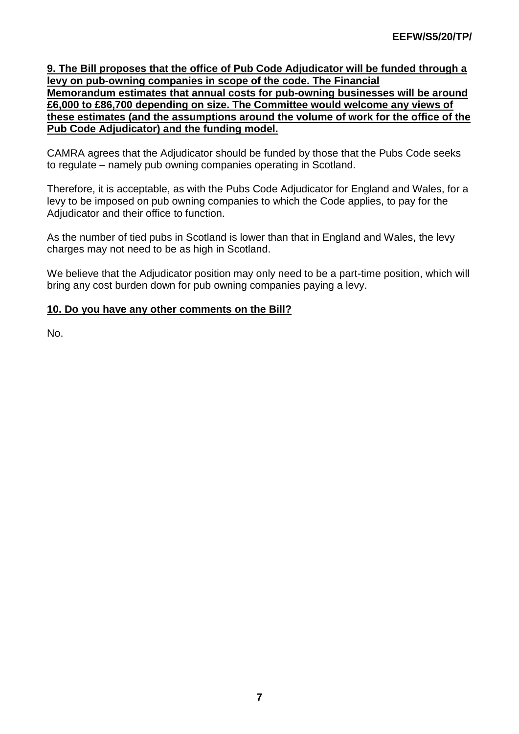**9. The Bill proposes that the office of Pub Code Adjudicator will be funded through a levy on pub-owning companies in scope of the code. The Financial Memorandum estimates that annual costs for pub-owning businesses will be around £6,000 to £86,700 depending on size. The Committee would welcome any views of these estimates (and the assumptions around the volume of work for the office of the Pub Code Adjudicator) and the funding model.**

CAMRA agrees that the Adjudicator should be funded by those that the Pubs Code seeks to regulate – namely pub owning companies operating in Scotland.

Therefore, it is acceptable, as with the Pubs Code Adjudicator for England and Wales, for a levy to be imposed on pub owning companies to which the Code applies, to pay for the Adjudicator and their office to function.

As the number of tied pubs in Scotland is lower than that in England and Wales, the levy charges may not need to be as high in Scotland.

We believe that the Adjudicator position may only need to be a part-time position, which will bring any cost burden down for pub owning companies paying a levy.

**10. Do you have any other comments on the Bill?**

No.